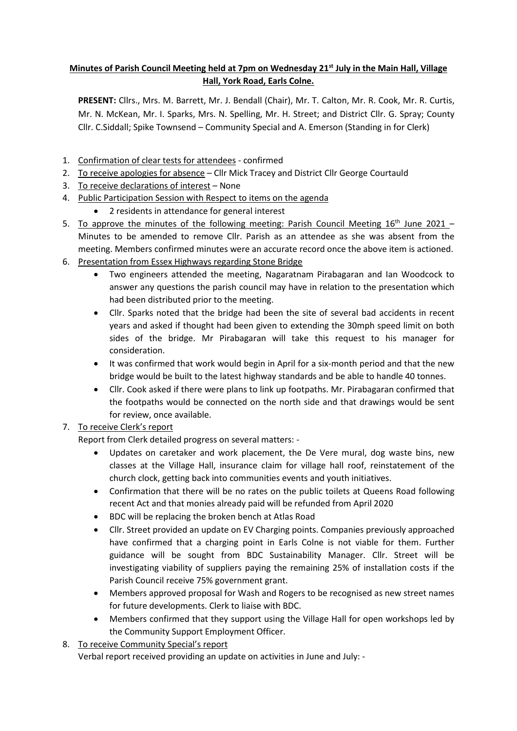**Minutes of Parish Council Meeting held at 7pm on Wednesday 21st July in the Main Hall, Village Hall, York Road, Earls Colne.**

**PRESENT:** Cllrs., Mrs. M. Barrett, Mr. J. Bendall (Chair), Mr. T. Calton, Mr. R. Cook, Mr. R. Curtis, Mr. N. McKean, Mr. I. Sparks, Mrs. N. Spelling, Mr. H. Street; and District Cllr. G. Spray; County Cllr. C.Siddall; Spike Townsend – Community Special and A. Emerson (Standing in for Clerk)

1. Confirmation of clear tests for attendees - confirmed
2. To receive apologies for absence – Cllr Mick Tracey and District Cllr George Courtauld
3. To receive declarations of interest – None
4. Public Participation Session with Respect to items on the agenda
   - 2 residents in attendance for general interest
5. To approve the minutes of the following meeting: Parish Council Meeting 16th June 2021 – Minutes to be amended to remove Cllr. Parish as an attendee as she was absent from the meeting. Members confirmed minutes were an accurate record once the above item is actioned.
6. Presentation from Essex Highways regarding Stone Bridge
   - Two engineers attended the meeting, Nagaratnam Pirabagaran and Ian Woodcock to answer any questions the parish council may have in relation to the presentation which had been distributed prior to the meeting.
   - Cllr. Sparks noted that the bridge had been the site of several bad accidents in recent years and asked if thought had been given to extending the 30mph speed limit on both sides of the bridge. Mr Pirabagaran will take this request to his manager for consideration.
   - It was confirmed that work would begin in April for a six-month period and that the new bridge would be built to the latest highway standards and be able to handle 40 tonnes.
   - Cllr. Cook asked if there were plans to link up footpaths. Mr. Pirabagaran confirmed that the footpaths would be connected on the north side and that drawings would be sent for review, once available.
7. To receive Clerk's report

   Report from Clerk detailed progress on several matters: -
   - Updates on caretaker and work placement, the De Vere mural, dog waste bins, new classes at the Village Hall, insurance claim for village hall roof, reinstatement of the church clock, getting back into communities events and youth initiatives.
   - Confirmation that there will be no rates on the public toilets at Queens Road following recent Act and that monies already paid will be refunded from April 2020
   - BDC will be replacing the broken bench at Atlas Road
   - Cllr. Street provided an update on EV Charging points. Companies previously approached have confirmed that a charging point in Earls Colne is not viable for them. Further guidance will be sought from BDC Sustainability Manager. Cllr. Street will be investigating viability of suppliers paying the remaining 25% of installation costs if the Parish Council receive 75% government grant.
   - Members approved proposal for Wash and Rogers to be recognised as new street names for future developments. Clerk to liaise with BDC.
   - Members confirmed that they support using the Village Hall for open workshops led by the Community Support Employment Officer.
8. To receive Community Special's report

   Verbal report received providing an update on activities in June and July: -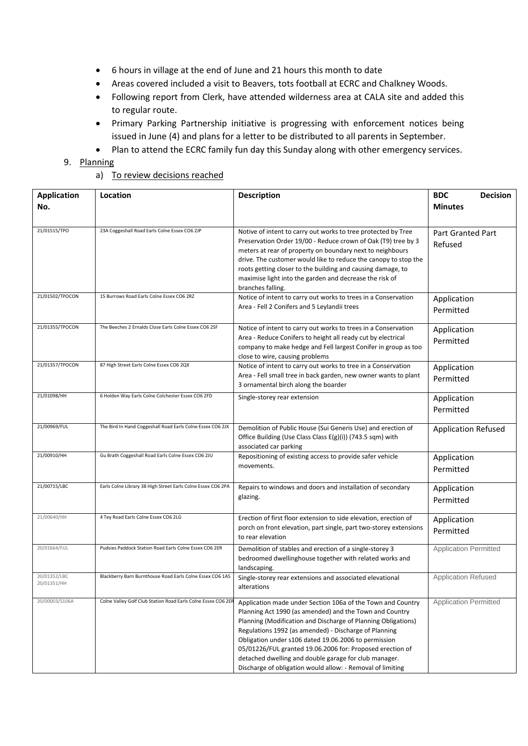- 6 hours in village at the end of June and 21 hours this month to date
- Areas covered included a visit to Beavers, tots football at ECRC and Chalkney Woods.
- Following report from Clerk, have attended wilderness area at CALA site and added this to regular route.
- Primary Parking Partnership initiative is progressing with enforcement notices being issued in June (4) and plans for a letter to be distributed to all parents in September.
- Plan to attend the ECRC family fun day this Sunday along with other emergency services.

9. Planning

   a) To review decisions reached

| Application No. | Location | Description | BDC Decision Minutes |
|---|---|---|---|
| 21/01515/TPO | 23A Coggeshall Road Earls Colne Essex CO6 2JP | Notive of intent to carry out works to tree protected by Tree Preservation Order 19/00 - Reduce crown of Oak (T9) tree by 3 meters at rear of property on boundary next to neighbours drive. The customer would like to reduce the canopy to stop the roots getting closer to the building and causing damage, to maximise light into the garden and decrease the risk of branches falling. | Part Granted Part Refused |
| 21/01502/TPOCON | 15 Burrows Road Earls Colne Essex CO6 2RZ | Notice of intent to carry out works to trees in a Conservation Area - Fell 2 Conifers and 5 Leylandii trees | Application Permitted |
| 21/01355/TPOCON | The Beeches 2 Ernalds Close Earls Colne Essex CO6 2SF | Notice of intent to carry out works to trees in a Conservation Area - Reduce Conifers to height all ready cut by electrical company to make hedge and Fell largest Conifer in group as too close to wire, causing problems | Application Permitted |
| 21/01357/TPOCON | 87 High Street Earls Colne Essex CO6 2QX | Notice of intent to carry out works to tree in a Conservation Area - Fell small tree in back garden, new owner wants to plant 3 ornamental birch along the boarder | Application Permitted |
| 21/01098/HH | 6 Holden Way Earls Colne Colchester Essex CO6 2FD | Single-storey rear extension | Application Permitted |
| 21/00969/FUL | The Bird In Hand Coggeshall Road Earls Colne Essex CO6 2JX | Demolition of Public House (Sui Generis Use) and erection of Office Building (Use Class Class E(g)(i)) (743.5 sqm) with associated car parking | Application Refused |
| 21/00910/HH | Gu Brath Coggeshall Road Earls Colne Essex CO6 2JU | Repositioning of existing access to provide safer vehicle movements. | Application Permitted |
| 21/00715/LBC | Earls Colne Library 38 High Street Earls Colne Essex CO6 2PA | Repairs to windows and doors and installation of secondary glazing. | Application Permitted |
| 21/00640/HH | 4 Tey Road Earls Colne Essex CO6 2LG | Erection of first floor extension to side elevation, erection of porch on front elevation, part single, part two-storey extensions to rear elevation | Application Permitted |
| 20/01664/FUL | Pudsies Paddock Station Road Earls Colne Essex CO6 2ER | Demolition of stables and erection of a single-storey 3 bedroomed dwellinghouse together with related works and landscaping. | Application Permitted |
| 20/01352/LBC 20/01351/HH | Blackberry Barn Burnthouse Road Earls Colne Essex CO6 1AS | Single-storey rear extensions and associated elevational alterations | Application Refused |
| 20/00003/S106A | Colne Valley Golf Club Station Road Earls Colne Essex CO6 2ER | Application made under Section 106a of the Town and Country Planning Act 1990 (as amended) and the Town and Country Planning (Modification and Discharge of Planning Obligations) Regulations 1992 (as amended) - Discharge of Planning Obligation under s106 dated 19.06.2006 to permission 05/01226/FUL granted 19.06.2006 for: Proposed erection of detached dwelling and double garage for club manager. Discharge of obligation would allow: - Removal of limiting | Application Permitted |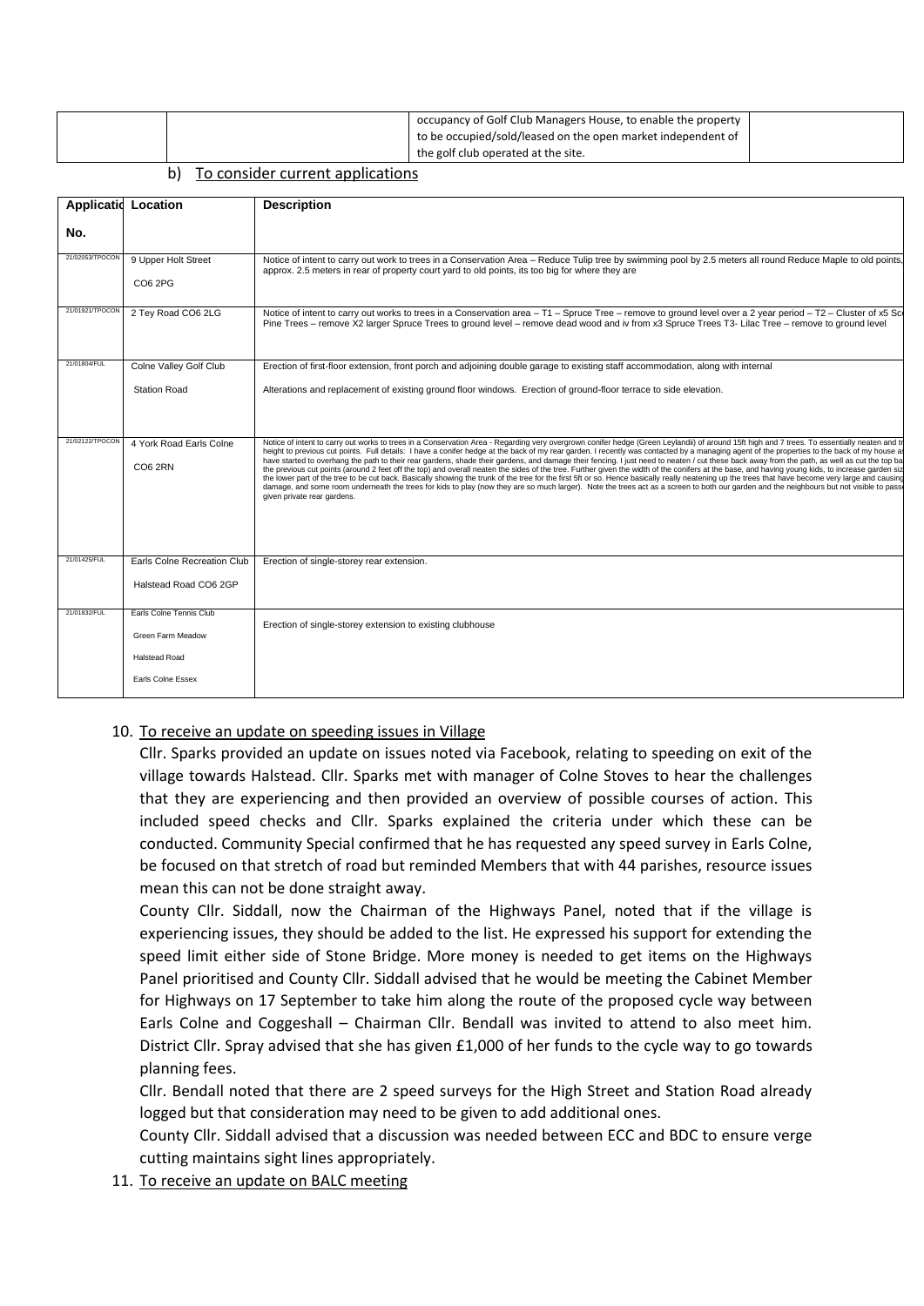| | | occupancy of Golf Club Managers House, to enable the property to be occupied/sold/leased on the open market independent of the golf club operated at the site. | |
|---|---|---|---|

b) To consider current applications

| Application No. | Location | Description |
|---|---|---|
| 21/02053/TPOCON | 9 Upper Holt Street CO6 2PG | Notice of intent to carry out work to trees in a Conservation Area – Reduce Tulip tree by swimming pool by 2.5 meters all round Reduce Maple to old points, approx. 2.5 meters in rear of property court yard to old points, its too big for where they are |
| 21/01921/TPOCON | 2 Tey Road CO6 2LG | Notice of intent to carry out works to trees in a Conservation area – T1 – Spruce Tree – remove to ground level over a 2 year period – T2 – Cluster of x5 Sc Pine Trees – remove X2 larger Spruce Trees to ground level – remove dead wood and iv from x3 Spruce Trees T3- Lilac Tree – remove to ground level |
| 21/01804/FUL | Colne Valley Golf Club Station Road | Erection of first-floor extension, front porch and adjoining double garage to existing staff accommodation, along with internal Alterations and replacement of existing ground floor windows. Erection of ground-floor terrace to side elevation. |
| 21/02122/TPOCON | 4 York Road Earls Colne CO6 2RN | Notice of intent to carry out works to trees in a Conservation Area - Regarding very overgrown conifer hedge (Green Leylandii) of around 15ft high and 7 trees. To essentially neaten and tr height to previous cut points. Full details: I have a conifer hedge at the back of my rear garden. I recently was contacted by a managing agent of the properties to the back of my house a have started to overhang the path to their rear gardens, shade their gardens, and damage their fencing. I just need to neaten / cut these back away from the path, as well as cut the top ba the previous cut points (around 2 feet off the top) and overall neaten the sides of the tree. Further given the width of the conifers at the base, and having young kids, to increase garden siz the lower part of the tree to be cut back. Basically showing the trunk of the tree for the first 5ft or so. Hence basically really neatening up the trees that have become very large and causing damage, and some room underneath the trees for kids to play (now they are so much larger). Note the trees act as a screen to both our garden and the neighbours but not visible to pass given private rear gardens. |
| 21/01425/FUL | Earls Colne Recreation Club Halstead Road CO6 2GP | Erection of single-storey rear extension. |
| 21/01832/FUL | Earls Colne Tennis Club Green Farm Meadow Halstead Road Earls Colne Essex | Erection of single-storey extension to existing clubhouse |

10. To receive an update on speeding issues in Village

Cllr. Sparks provided an update on issues noted via Facebook, relating to speeding on exit of the village towards Halstead. Cllr. Sparks met with manager of Colne Stoves to hear the challenges that they are experiencing and then provided an overview of possible courses of action. This included speed checks and Cllr. Sparks explained the criteria under which these can be conducted. Community Special confirmed that he has requested any speed survey in Earls Colne, be focused on that stretch of road but reminded Members that with 44 parishes, resource issues mean this can not be done straight away.

County Cllr. Siddall, now the Chairman of the Highways Panel, noted that if the village is experiencing issues, they should be added to the list. He expressed his support for extending the speed limit either side of Stone Bridge. More money is needed to get items on the Highways Panel prioritised and County Cllr. Siddall advised that he would be meeting the Cabinet Member for Highways on 17 September to take him along the route of the proposed cycle way between Earls Colne and Coggeshall – Chairman Cllr. Bendall was invited to attend to also meet him. District Cllr. Spray advised that she has given £1,000 of her funds to the cycle way to go towards planning fees.

Cllr. Bendall noted that there are 2 speed surveys for the High Street and Station Road already logged but that consideration may need to be given to add additional ones.

County Cllr. Siddall advised that a discussion was needed between ECC and BDC to ensure verge cutting maintains sight lines appropriately.

11. To receive an update on BALC meeting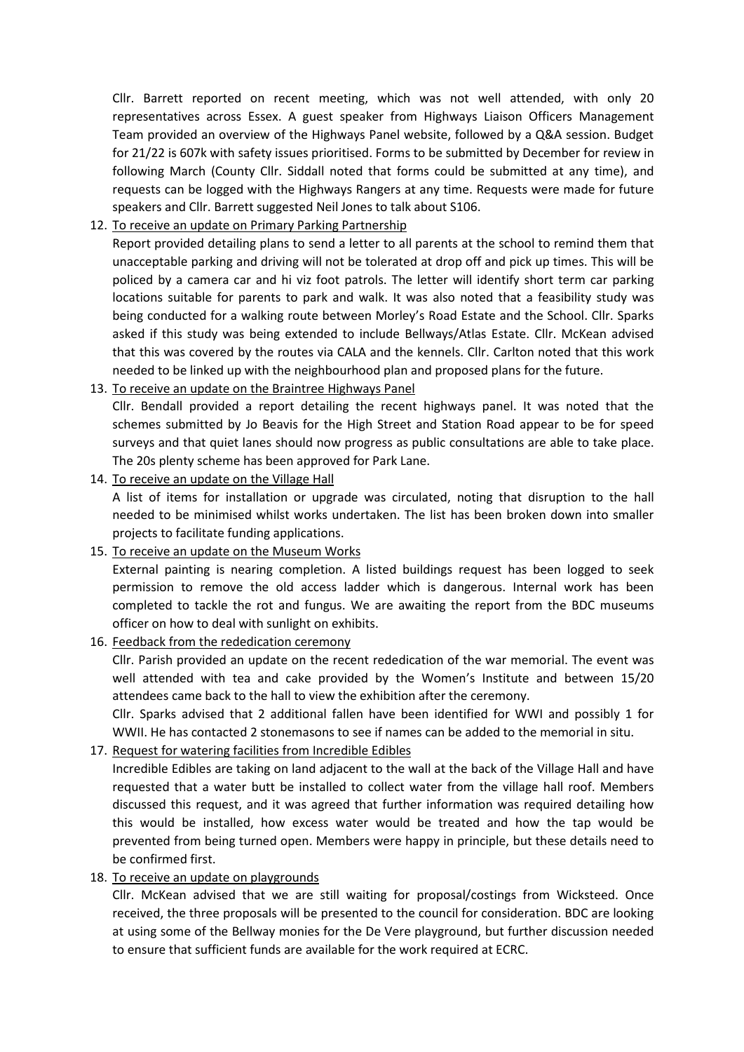Cllr. Barrett reported on recent meeting, which was not well attended, with only 20 representatives across Essex. A guest speaker from Highways Liaison Officers Management Team provided an overview of the Highways Panel website, followed by a Q&A session. Budget for 21/22 is 607k with safety issues prioritised. Forms to be submitted by December for review in following March (County Cllr. Siddall noted that forms could be submitted at any time), and requests can be logged with the Highways Rangers at any time. Requests were made for future speakers and Cllr. Barrett suggested Neil Jones to talk about S106.

12. <u>To receive an update on Primary Parking Partnership</u>

    Report provided detailing plans to send a letter to all parents at the school to remind them that unacceptable parking and driving will not be tolerated at drop off and pick up times. This will be policed by a camera car and hi viz foot patrols. The letter will identify short term car parking locations suitable for parents to park and walk. It was also noted that a feasibility study was being conducted for a walking route between Morley's Road Estate and the School. Cllr. Sparks asked if this study was being extended to include Bellways/Atlas Estate. Cllr. McKean advised that this was covered by the routes via CALA and the kennels. Cllr. Carlton noted that this work needed to be linked up with the neighbourhood plan and proposed plans for the future.

13. <u>To receive an update on the Braintree Highways Panel</u>

    Cllr. Bendall provided a report detailing the recent highways panel. It was noted that the schemes submitted by Jo Beavis for the High Street and Station Road appear to be for speed surveys and that quiet lanes should now progress as public consultations are able to take place. The 20s plenty scheme has been approved for Park Lane.

14. <u>To receive an update on the Village Hall</u>

    A list of items for installation or upgrade was circulated, noting that disruption to the hall needed to be minimised whilst works undertaken. The list has been broken down into smaller projects to facilitate funding applications.

15. <u>To receive an update on the Museum Works</u>

    External painting is nearing completion. A listed buildings request has been logged to seek permission to remove the old access ladder which is dangerous. Internal work has been completed to tackle the rot and fungus. We are awaiting the report from the BDC museums officer on how to deal with sunlight on exhibits.

16. <u>Feedback from the rededication ceremony</u>

    Cllr. Parish provided an update on the recent rededication of the war memorial. The event was well attended with tea and cake provided by the Women's Institute and between 15/20 attendees came back to the hall to view the exhibition after the ceremony.

    Cllr. Sparks advised that 2 additional fallen have been identified for WWI and possibly 1 for WWII. He has contacted 2 stonemasons to see if names can be added to the memorial in situ.

17. <u>Request for watering facilities from Incredible Edibles</u>

    Incredible Edibles are taking on land adjacent to the wall at the back of the Village Hall and have requested that a water butt be installed to collect water from the village hall roof. Members discussed this request, and it was agreed that further information was required detailing how this would be installed, how excess water would be treated and how the tap would be prevented from being turned open. Members were happy in principle, but these details need to be confirmed first.

18. <u>To receive an update on playgrounds</u>

    Cllr. McKean advised that we are still waiting for proposal/costings from Wicksteed. Once received, the three proposals will be presented to the council for consideration. BDC are looking at using some of the Bellway monies for the De Vere playground, but further discussion needed to ensure that sufficient funds are available for the work required at ECRC.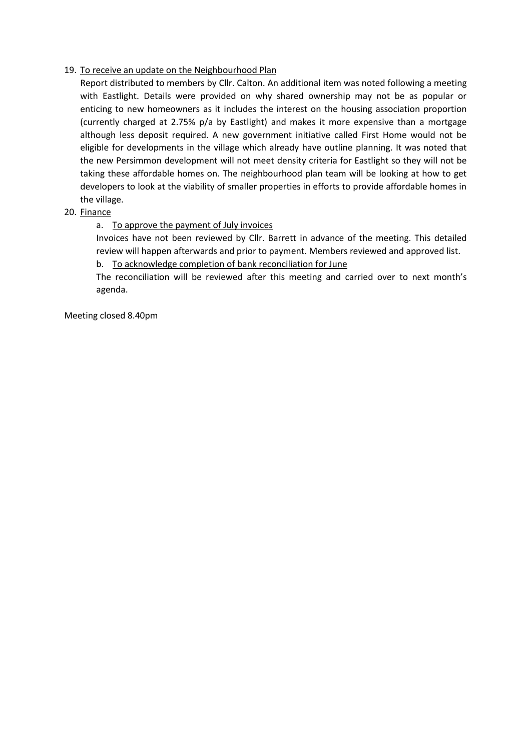19. <u>To receive an update on the Neighbourhood Plan</u>

    Report distributed to members by Cllr. Calton. An additional item was noted following a meeting with Eastlight. Details were provided on why shared ownership may not be as popular or enticing to new homeowners as it includes the interest on the housing association proportion (currently charged at 2.75% p/a by Eastlight) and makes it more expensive than a mortgage although less deposit required. A new government initiative called First Home would not be eligible for developments in the village which already have outline planning. It was noted that the new Persimmon development will not meet density criteria for Eastlight so they will not be taking these affordable homes on. The neighbourhood plan team will be looking at how to get developers to look at the viability of smaller properties in efforts to provide affordable homes in the village.

20. <u>Finance</u>

    a. <u>To approve the payment of July invoices</u>

    Invoices have not been reviewed by Cllr. Barrett in advance of the meeting. This detailed review will happen afterwards and prior to payment. Members reviewed and approved list.

    b. <u>To acknowledge completion of bank reconciliation for June</u>

    The reconciliation will be reviewed after this meeting and carried over to next month's agenda.

Meeting closed 8.40pm